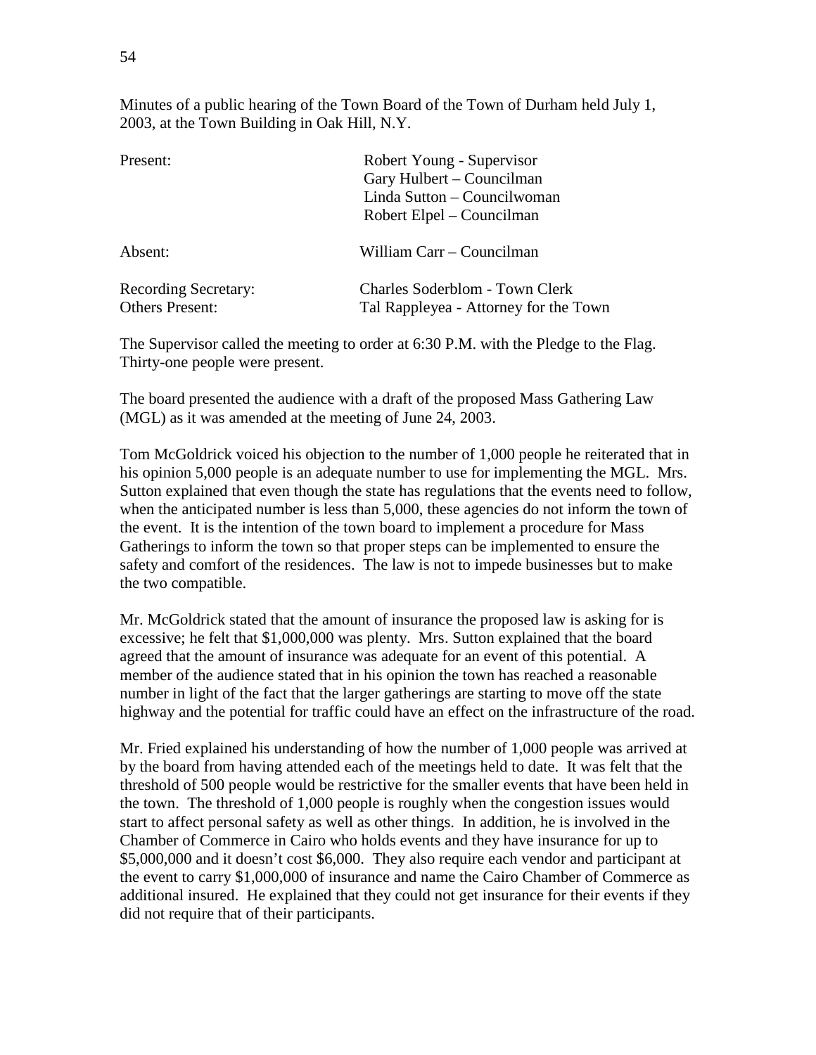Minutes of a public hearing of the Town Board of the Town of Durham held July 1, 2003, at the Town Building in Oak Hill, N.Y.

| | |
|---|---|
| Present: | Robert Young - Supervisor<br>Gary Hulbert – Councilman<br>Linda Sutton – Councilwoman<br>Robert Elpel – Councilman |
| Absent: | William Carr – Councilman |
| Recording Secretary: | Charles Soderblom - Town Clerk |
| Others Present: | Tal Rappleyea - Attorney for the Town |

The Supervisor called the meeting to order at 6:30 P.M. with the Pledge to the Flag. Thirty-one people were present.

The board presented the audience with a draft of the proposed Mass Gathering Law (MGL) as it was amended at the meeting of June 24, 2003.

Tom McGoldrick voiced his objection to the number of 1,000 people he reiterated that in his opinion 5,000 people is an adequate number to use for implementing the MGL. Mrs. Sutton explained that even though the state has regulations that the events need to follow, when the anticipated number is less than 5,000, these agencies do not inform the town of the event. It is the intention of the town board to implement a procedure for Mass Gatherings to inform the town so that proper steps can be implemented to ensure the safety and comfort of the residences. The law is not to impede businesses but to make the two compatible.

Mr. McGoldrick stated that the amount of insurance the proposed law is asking for is excessive; he felt that $1,000,000 was plenty. Mrs. Sutton explained that the board agreed that the amount of insurance was adequate for an event of this potential. A member of the audience stated that in his opinion the town has reached a reasonable number in light of the fact that the larger gatherings are starting to move off the state highway and the potential for traffic could have an effect on the infrastructure of the road.

Mr. Fried explained his understanding of how the number of 1,000 people was arrived at by the board from having attended each of the meetings held to date. It was felt that the threshold of 500 people would be restrictive for the smaller events that have been held in the town. The threshold of 1,000 people is roughly when the congestion issues would start to affect personal safety as well as other things. In addition, he is involved in the Chamber of Commerce in Cairo who holds events and they have insurance for up to $5,000,000 and it doesn't cost $6,000. They also require each vendor and participant at the event to carry $1,000,000 of insurance and name the Cairo Chamber of Commerce as additional insured. He explained that they could not get insurance for their events if they did not require that of their participants.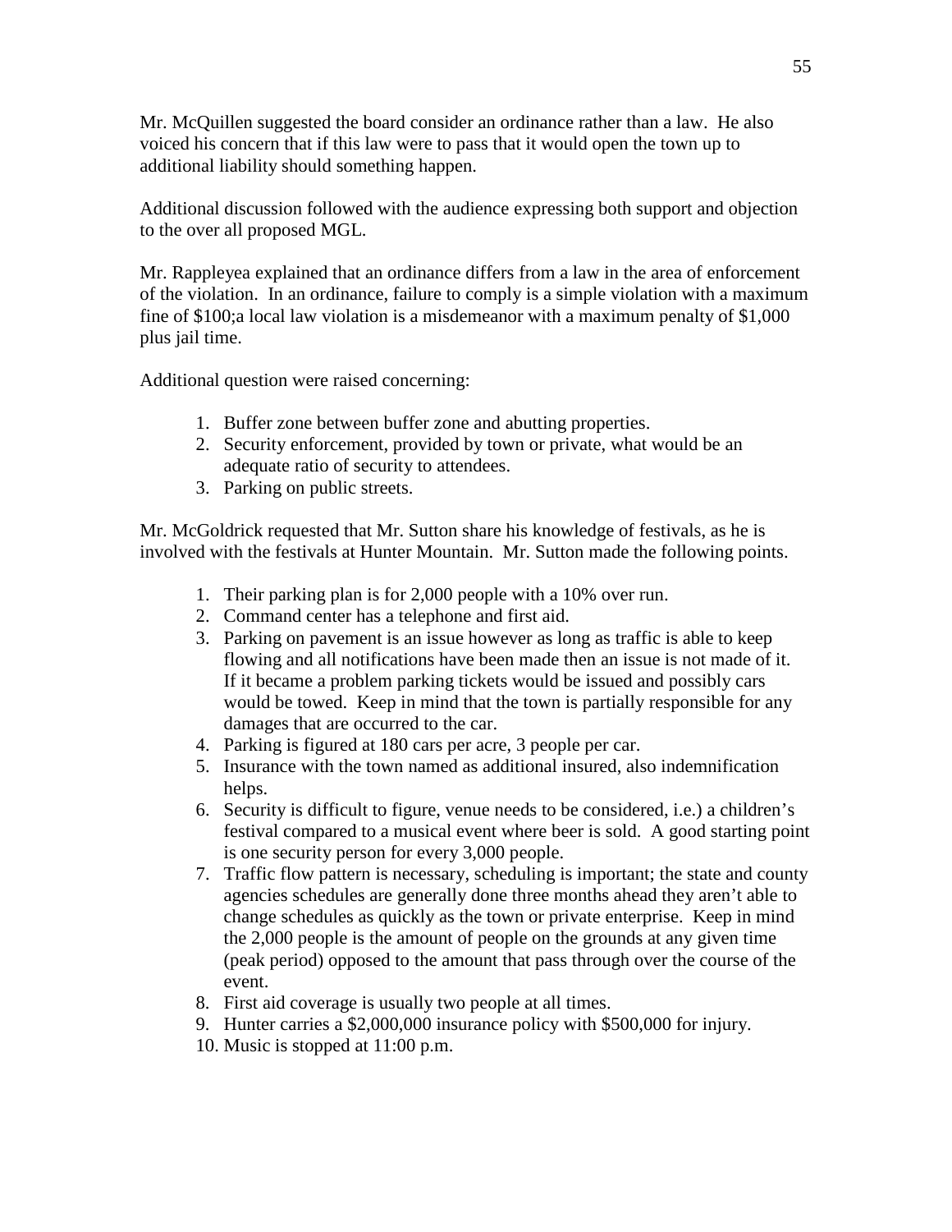Mr. McQuillen suggested the board consider an ordinance rather than a law. He also voiced his concern that if this law were to pass that it would open the town up to additional liability should something happen.

Additional discussion followed with the audience expressing both support and objection to the over all proposed MGL.

Mr. Rappleyea explained that an ordinance differs from a law in the area of enforcement of the violation. In an ordinance, failure to comply is a simple violation with a maximum fine of $100;a local law violation is a misdemeanor with a maximum penalty of $1,000 plus jail time.

Additional question were raised concerning:

1. Buffer zone between buffer zone and abutting properties.
2. Security enforcement, provided by town or private, what would be an adequate ratio of security to attendees.
3. Parking on public streets.

Mr. McGoldrick requested that Mr. Sutton share his knowledge of festivals, as he is involved with the festivals at Hunter Mountain. Mr. Sutton made the following points.

1. Their parking plan is for 2,000 people with a 10% over run.
2. Command center has a telephone and first aid.
3. Parking on pavement is an issue however as long as traffic is able to keep flowing and all notifications have been made then an issue is not made of it. If it became a problem parking tickets would be issued and possibly cars would be towed. Keep in mind that the town is partially responsible for any damages that are occurred to the car.
4. Parking is figured at 180 cars per acre, 3 people per car.
5. Insurance with the town named as additional insured, also indemnification helps.
6. Security is difficult to figure, venue needs to be considered, i.e.) a children's festival compared to a musical event where beer is sold. A good starting point is one security person for every 3,000 people.
7. Traffic flow pattern is necessary, scheduling is important; the state and county agencies schedules are generally done three months ahead they aren't able to change schedules as quickly as the town or private enterprise. Keep in mind the 2,000 people is the amount of people on the grounds at any given time (peak period) opposed to the amount that pass through over the course of the event.
8. First aid coverage is usually two people at all times.
9. Hunter carries a $2,000,000 insurance policy with $500,000 for injury.
10. Music is stopped at 11:00 p.m.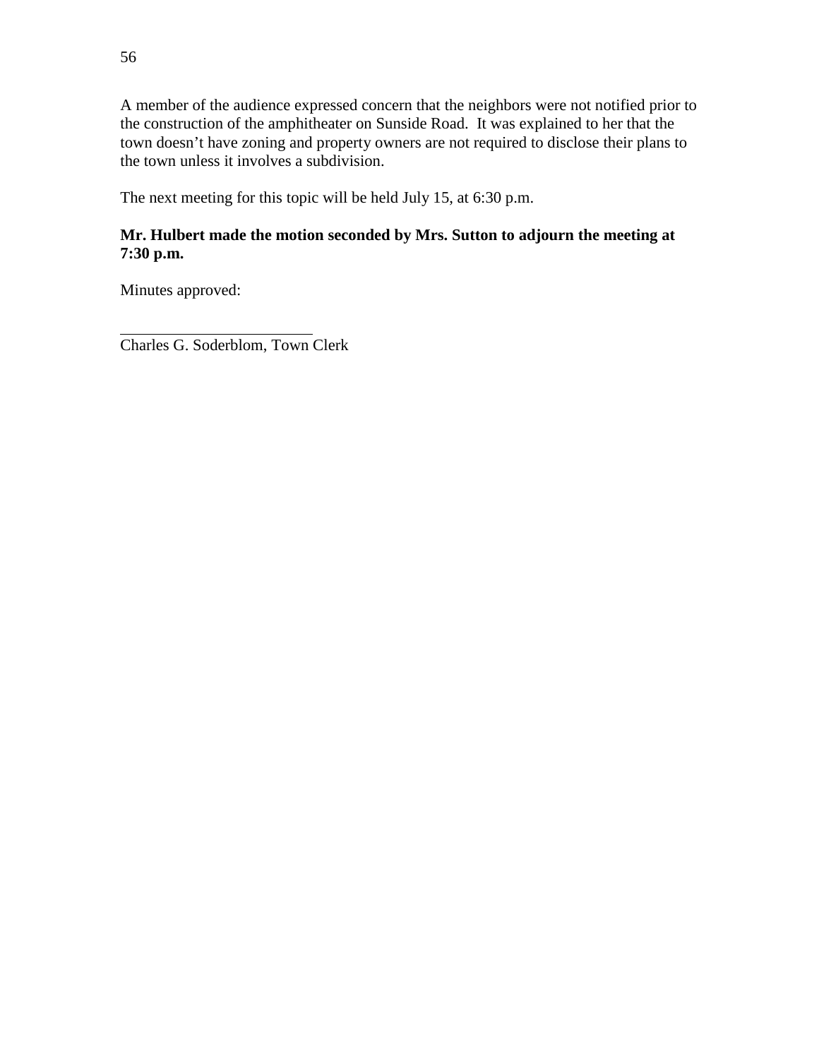A member of the audience expressed concern that the neighbors were not notified prior to the construction of the amphitheater on Sunside Road.  It was explained to her that the town doesn't have zoning and property owners are not required to disclose their plans to the town unless it involves a subdivision.

The next meeting for this topic will be held July 15, at 6:30 p.m.

**Mr. Hulbert made the motion seconded by Mrs. Sutton to adjourn the meeting at 7:30 p.m.**

Minutes approved:

\_\_\_\_\_\_\_\_\_\_\_\_\_\_\_\_\_\_\_\_\_\_\_\_\_\_

Charles G. Soderblom, Town Clerk